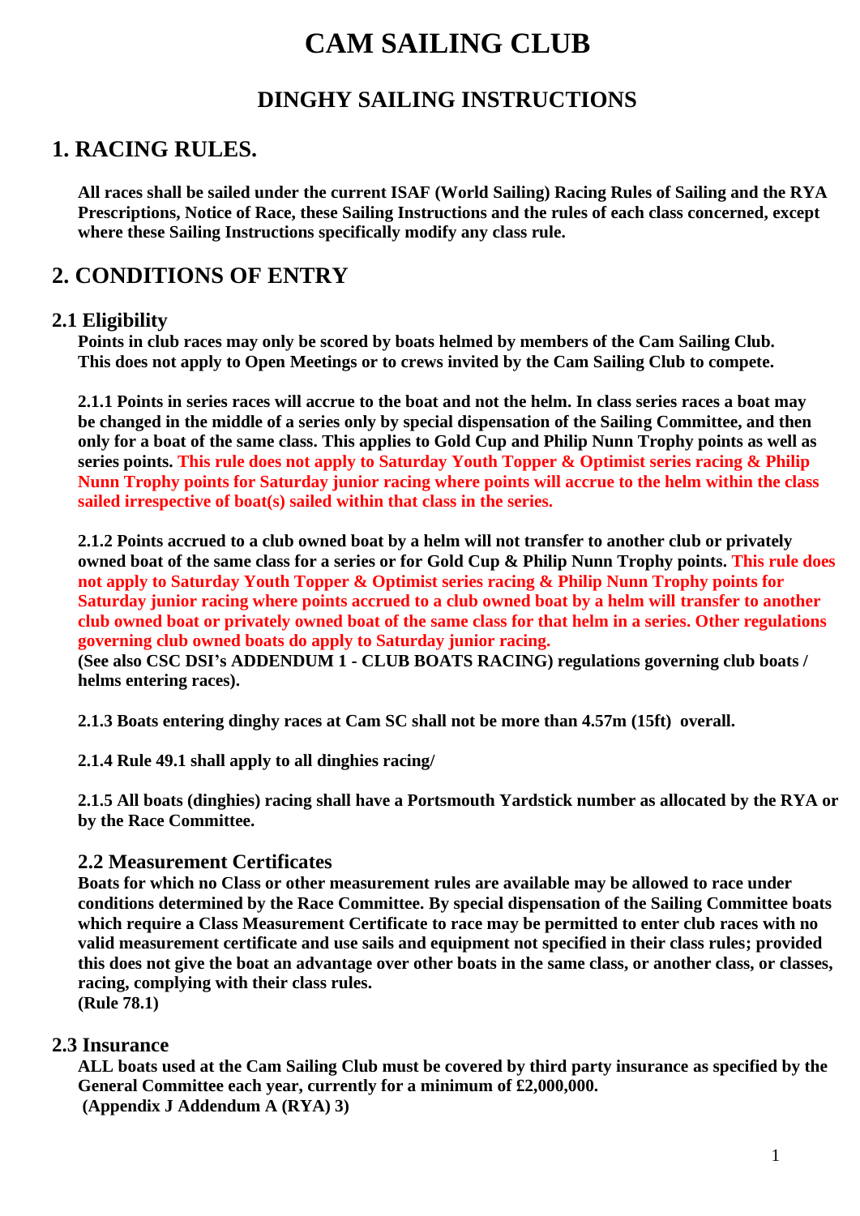# CAM SAILING CLUB

## DINGHY SAILING INSTRUCTIONS

## 1. RACING RULES.

**All races shall be sailed under the current ISAF (World Sailing) Racing Rules of Sailing and the RYA Prescriptions, Notice of Race, these Sailing Instructions and the rules of each class concerned, except where these Sailing Instructions specifically modify any class rule.**

## 2. CONDITIONS OF ENTRY

### 2.1 Eligibility

**Points in club races may only be scored by boats helmed by members of the Cam Sailing Club. This does not apply to Open Meetings or to crews invited by the Cam Sailing Club to compete.**

**2.1.1 Points in series races will accrue to the boat and not the helm. In class series races a boat may be changed in the middle of a series only by special dispensation of the Sailing Committee, and then only for a boat of the same class. This applies to Gold Cup and Philip Nunn Trophy points as well as series points. This rule does not apply to Saturday Youth Topper & Optimist series racing & Philip Nunn Trophy points for Saturday junior racing where points will accrue to the helm within the class sailed irrespective of boat(s) sailed within that class in the series.**

**2.1.2 Points accrued to a club owned boat by a helm will not transfer to another club or privately owned boat of the same class for a series or for Gold Cup & Philip Nunn Trophy points. This rule does not apply to Saturday Youth Topper & Optimist series racing & Philip Nunn Trophy points for Saturday junior racing where points accrued to a club owned boat by a helm will transfer to another club owned boat or privately owned boat of the same class for that helm in a series. Other regulations governing club owned boats do apply to Saturday junior racing.**
**(See also CSC DSI's ADDENDUM 1 - CLUB BOATS RACING) regulations governing club boats / helms entering races).**

**2.1.3 Boats entering dinghy races at Cam SC shall not be more than 4.57m (15ft) overall.**

**2.1.4 Rule 49.1 shall apply to all dinghies racing/**

**2.1.5 All boats (dinghies) racing shall have a Portsmouth Yardstick number as allocated by the RYA or by the Race Committee.**

### 2.2 Measurement Certificates

**Boats for which no Class or other measurement rules are available may be allowed to race under conditions determined by the Race Committee. By special dispensation of the Sailing Committee boats which require a Class Measurement Certificate to race may be permitted to enter club races with no valid measurement certificate and use sails and equipment not specified in their class rules; provided this does not give the boat an advantage over other boats in the same class, or another class, or classes, racing, complying with their class rules.**
**(Rule 78.1)**

### 2.3 Insurance

**ALL boats used at the Cam Sailing Club must be covered by third party insurance as specified by the General Committee each year, currently for a minimum of £2,000,000.**
**(Appendix J Addendum A (RYA) 3)**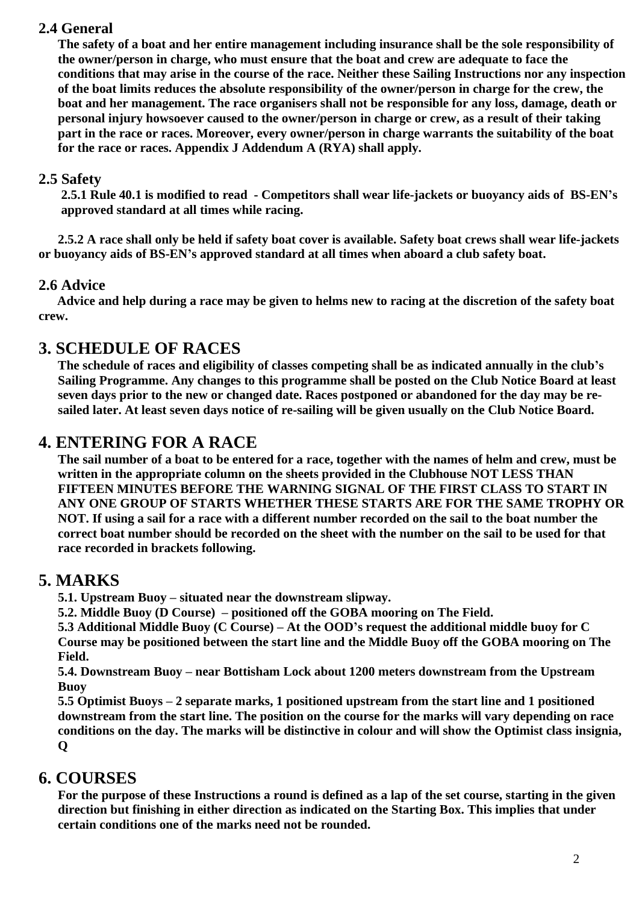## 2.4 General

**The safety of a boat and her entire management including insurance shall be the sole responsibility of the owner/person in charge, who must ensure that the boat and crew are adequate to face the conditions that may arise in the course of the race. Neither these Sailing Instructions nor any inspection of the boat limits reduces the absolute responsibility of the owner/person in charge for the crew, the boat and her management. The race organisers shall not be responsible for any loss, damage, death or personal injury howsoever caused to the owner/person in charge or crew, as a result of their taking part in the race or races. Moreover, every owner/person in charge warrants the suitability of the boat for the race or races. Appendix J Addendum A (RYA) shall apply.**

## 2.5 Safety

**2.5.1 Rule 40.1 is modified to read - Competitors shall wear life-jackets or buoyancy aids of BS-EN's approved standard at all times while racing.**

**2.5.2 A race shall only be held if safety boat cover is available. Safety boat crews shall wear life-jackets or buoyancy aids of BS-EN's approved standard at all times when aboard a club safety boat.**

## 2.6 Advice

**Advice and help during a race may be given to helms new to racing at the discretion of the safety boat crew.**

# 3. SCHEDULE OF RACES

**The schedule of races and eligibility of classes competing shall be as indicated annually in the club's Sailing Programme. Any changes to this programme shall be posted on the Club Notice Board at least seven days prior to the new or changed date. Races postponed or abandoned for the day may be re-sailed later. At least seven days notice of re-sailing will be given usually on the Club Notice Board.**

# 4. ENTERING FOR A RACE

**The sail number of a boat to be entered for a race, together with the names of helm and crew, must be written in the appropriate column on the sheets provided in the Clubhouse NOT LESS THAN FIFTEEN MINUTES BEFORE THE WARNING SIGNAL OF THE FIRST CLASS TO START IN ANY ONE GROUP OF STARTS WHETHER THESE STARTS ARE FOR THE SAME TROPHY OR NOT. If using a sail for a race with a different number recorded on the sail to the boat number the correct boat number should be recorded on the sheet with the number on the sail to be used for that race recorded in brackets following.**

# 5. MARKS

**5.1. Upstream Buoy – situated near the downstream slipway.**

**5.2. Middle Buoy (D Course) – positioned off the GOBA mooring on The Field.**

**5.3 Additional Middle Buoy (C Course) – At the OOD's request the additional middle buoy for C Course may be positioned between the start line and the Middle Buoy off the GOBA mooring on The Field.**

**5.4. Downstream Buoy – near Bottisham Lock about 1200 meters downstream from the Upstream Buoy**

**5.5 Optimist Buoys – 2 separate marks, 1 positioned upstream from the start line and 1 positioned downstream from the start line. The position on the course for the marks will vary depending on race conditions on the day. The marks will be distinctive in colour and will show the Optimist class insignia, Q**

# 6. COURSES

**For the purpose of these Instructions a round is defined as a lap of the set course, starting in the given direction but finishing in either direction as indicated on the Starting Box. This implies that under certain conditions one of the marks need not be rounded.**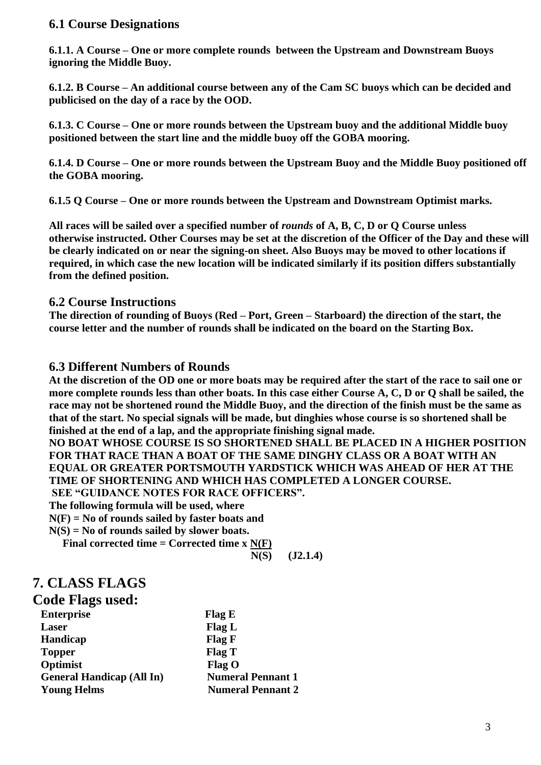### 6.1 Course Designations

**6.1.1. A Course – One or more complete rounds between the Upstream and Downstream Buoys ignoring the Middle Buoy.**

**6.1.2. B Course – An additional course between any of the Cam SC buoys which can be decided and publicised on the day of a race by the OOD.**

**6.1.3. C Course – One or more rounds between the Upstream buoy and the additional Middle buoy positioned between the start line and the middle buoy off the GOBA mooring.**

**6.1.4. D Course – One or more rounds between the Upstream Buoy and the Middle Buoy positioned off the GOBA mooring.**

**6.1.5 Q Course – One or more rounds between the Upstream and Downstream Optimist marks.**

**All races will be sailed over a specified number of *rounds* of A, B, C, D or Q Course unless otherwise instructed. Other Courses may be set at the discretion of the Officer of the Day and these will be clearly indicated on or near the signing-on sheet. Also Buoys may be moved to other locations if required, in which case the new location will be indicated similarly if its position differs substantially from the defined position.**

### 6.2 Course Instructions

**The direction of rounding of Buoys (Red – Port, Green – Starboard) the direction of the start, the course letter and the number of rounds shall be indicated on the board on the Starting Box.**

### 6.3 Different Numbers of Rounds

**At the discretion of the OD one or more boats may be required after the start of the race to sail one or more complete rounds less than other boats. In this case either Course A, C, D or Q shall be sailed, the race may not be shortened round the Middle Buoy, and the direction of the finish must be the same as that of the start. No special signals will be made, but dinghies whose course is so shortened shall be finished at the end of a lap, and the appropriate finishing signal made.**

**NO BOAT WHOSE COURSE IS SO SHORTENED SHALL BE PLACED IN A HIGHER POSITION FOR THAT RACE THAN A BOAT OF THE SAME DINGHY CLASS OR A BOAT WITH AN EQUAL OR GREATER PORTSMOUTH YARDSTICK WHICH WAS AHEAD OF HER AT THE TIME OF SHORTENING AND WHICH HAS COMPLETED A LONGER COURSE.**
**SEE "GUIDANCE NOTES FOR RACE OFFICERS".**

**The following formula will be used, where**
**N(F) = No of rounds sailed by faster boats and**
**N(S) = No of rounds sailed by slower boats.**

$$\text{Final corrected time} = \text{Corrected time} \times \frac{N(F)}{N(S)} \quad \text{(J2.1.4)}$$

## 7. CLASS FLAGS

## Code Flags used:

| | |
|---|---|
| **Enterprise** | **Flag E** |
| **Laser** | **Flag L** |
| **Handicap** | **Flag F** |
| **Topper** | **Flag T** |
| **Optimist** | **Flag O** |
| **General Handicap (All In)** | **Numeral Pennant 1** |
| **Young Helms** | **Numeral Pennant 2** |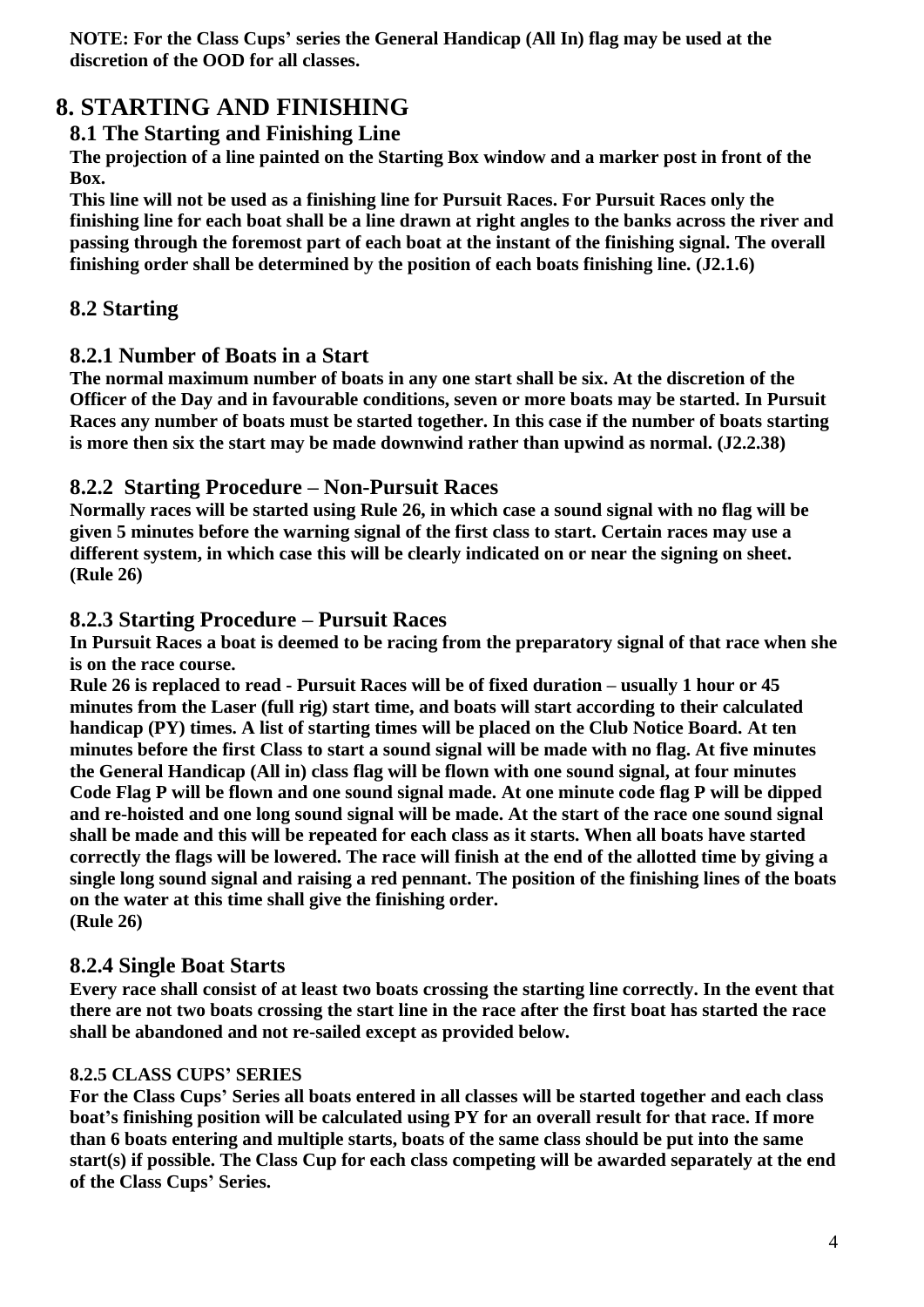**NOTE: For the Class Cups' series the General Handicap (All In) flag may be used at the discretion of the OOD for all classes.**

# 8. STARTING AND FINISHING

## 8.1 The Starting and Finishing Line

**The projection of a line painted on the Starting Box window and a marker post in front of the Box.**

**This line will not be used as a finishing line for Pursuit Races. For Pursuit Races only the finishing line for each boat shall be a line drawn at right angles to the banks across the river and passing through the foremost part of each boat at the instant of the finishing signal. The overall finishing order shall be determined by the position of each boats finishing line. (J2.1.6)**

## 8.2 Starting

### 8.2.1 Number of Boats in a Start

**The normal maximum number of boats in any one start shall be six. At the discretion of the Officer of the Day and in favourable conditions, seven or more boats may be started. In Pursuit Races any number of boats must be started together. In this case if the number of boats starting is more then six the start may be made downwind rather than upwind as normal. (J2.2.38)**

### 8.2.2 Starting Procedure – Non-Pursuit Races

**Normally races will be started using Rule 26, in which case a sound signal with no flag will be given 5 minutes before the warning signal of the first class to start. Certain races may use a different system, in which case this will be clearly indicated on or near the signing on sheet. (Rule 26)**

### 8.2.3 Starting Procedure – Pursuit Races

**In Pursuit Races a boat is deemed to be racing from the preparatory signal of that race when she is on the race course.**

**Rule 26 is replaced to read - Pursuit Races will be of fixed duration – usually 1 hour or 45 minutes from the Laser (full rig) start time, and boats will start according to their calculated handicap (PY) times. A list of starting times will be placed on the Club Notice Board. At ten minutes before the first Class to start a sound signal will be made with no flag. At five minutes the General Handicap (All in) class flag will be flown with one sound signal, at four minutes Code Flag P will be flown and one sound signal made. At one minute code flag P will be dipped and re-hoisted and one long sound signal will be made. At the start of the race one sound signal shall be made and this will be repeated for each class as it starts. When all boats have started correctly the flags will be lowered. The race will finish at the end of the allotted time by giving a single long sound signal and raising a red pennant. The position of the finishing lines of the boats on the water at this time shall give the finishing order.**
**(Rule 26)**

### 8.2.4 Single Boat Starts

**Every race shall consist of at least two boats crossing the starting line correctly. In the event that there are not two boats crossing the start line in the race after the first boat has started the race shall be abandoned and not re-sailed except as provided below.**

#### 8.2.5 CLASS CUPS' SERIES

**For the Class Cups' Series all boats entered in all classes will be started together and each class boat's finishing position will be calculated using PY for an overall result for that race. If more than 6 boats entering and multiple starts, boats of the same class should be put into the same start(s) if possible. The Class Cup for each class competing will be awarded separately at the end of the Class Cups' Series.**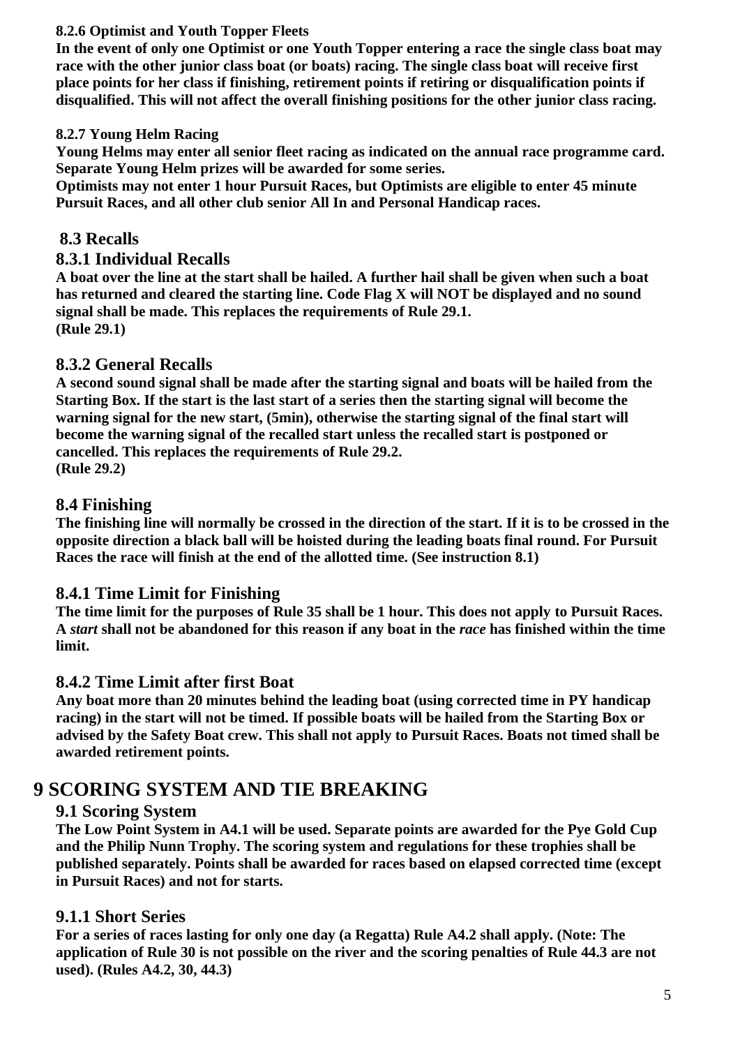#### 8.2.6 Optimist and Youth Topper Fleets

**In the event of only one Optimist or one Youth Topper entering a race the single class boat may race with the other junior class boat (or boats) racing. The single class boat will receive first place points for her class if finishing, retirement points if retiring or disqualification points if disqualified. This will not affect the overall finishing positions for the other junior class racing.**

#### 8.2.7 Young Helm Racing

**Young Helms may enter all senior fleet racing as indicated on the annual race programme card. Separate Young Helm prizes will be awarded for some series.**
**Optimists may not enter 1 hour Pursuit Races, but Optimists are eligible to enter 45 minute Pursuit Races, and all other club senior All In and Personal Handicap races.**

### 8.3 Recalls

### 8.3.1 Individual Recalls

**A boat over the line at the start shall be hailed. A further hail shall be given when such a boat has returned and cleared the starting line. Code Flag X will NOT be displayed and no sound signal shall be made. This replaces the requirements of Rule 29.1.**
**(Rule 29.1)**

### 8.3.2 General Recalls

**A second sound signal shall be made after the starting signal and boats will be hailed from the Starting Box. If the start is the last start of a series then the starting signal will become the warning signal for the new start, (5min), otherwise the starting signal of the final start will become the warning signal of the recalled start unless the recalled start is postponed or cancelled. This replaces the requirements of Rule 29.2.**
**(Rule 29.2)**

### 8.4 Finishing

**The finishing line will normally be crossed in the direction of the start. If it is to be crossed in the opposite direction a black ball will be hoisted during the leading boats final round. For Pursuit Races the race will finish at the end of the allotted time. (See instruction 8.1)**

### 8.4.1 Time Limit for Finishing

**The time limit for the purposes of Rule 35 shall be 1 hour. This does not apply to Pursuit Races. A *start* shall not be abandoned for this reason if any boat in the *race* has finished within the time limit.**

### 8.4.2 Time Limit after first Boat

**Any boat more than 20 minutes behind the leading boat (using corrected time in PY handicap racing) in the start will not be timed. If possible boats will be hailed from the Starting Box or advised by the Safety Boat crew. This shall not apply to Pursuit Races. Boats not timed shall be awarded retirement points.**

## 9 SCORING SYSTEM AND TIE BREAKING

### 9.1 Scoring System

**The Low Point System in A4.1 will be used. Separate points are awarded for the Pye Gold Cup and the Philip Nunn Trophy. The scoring system and regulations for these trophies shall be published separately. Points shall be awarded for races based on elapsed corrected time (except in Pursuit Races) and not for starts.**

### 9.1.1 Short Series

**For a series of races lasting for only one day (a Regatta) Rule A4.2 shall apply. (Note: The application of Rule 30 is not possible on the river and the scoring penalties of Rule 44.3 are not used). (Rules A4.2, 30, 44.3)**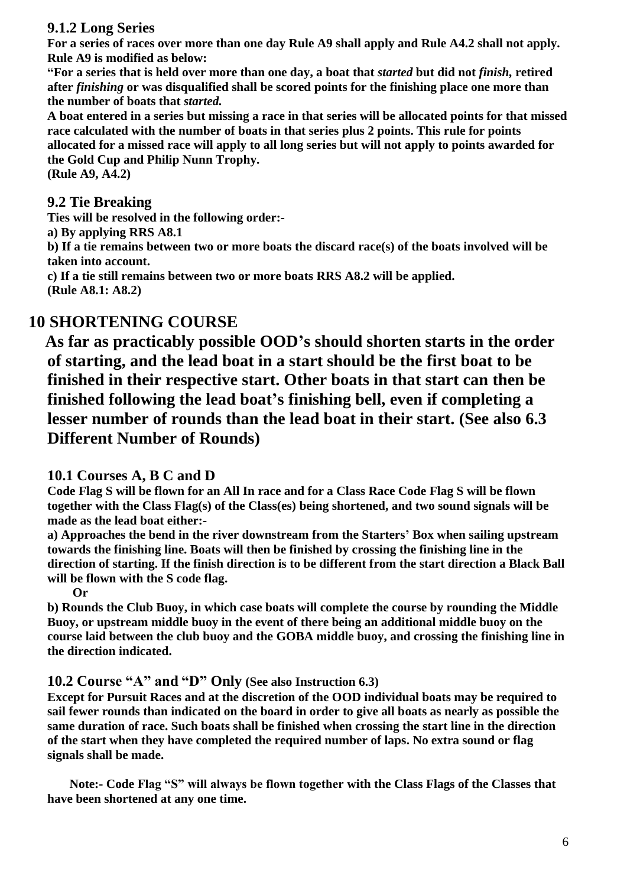### 9.1.2 Long Series

**For a series of races over more than one day Rule A9 shall apply and Rule A4.2 shall not apply. Rule A9 is modified as below:**

**"For a series that is held over more than one day, a boat that *started* but did not *finish,* retired after *finishing* or was disqualified shall be scored points for the finishing place one more than the number of boats that *started.***

**A boat entered in a series but missing a race in that series will be allocated points for that missed race calculated with the number of boats in that series plus 2 points. This rule for points allocated for a missed race will apply to all long series but will not apply to points awarded for the Gold Cup and Philip Nunn Trophy.**

**(Rule A9, A4.2)**

### 9.2 Tie Breaking

**Ties will be resolved in the following order:-**

**a) By applying RRS A8.1**

**b) If a tie remains between two or more boats the discard race(s) of the boats involved will be taken into account.**

**c) If a tie still remains between two or more boats RRS A8.2 will be applied.**

**(Rule A8.1: A8.2)**

## 10 SHORTENING COURSE

**As far as practicably possible OOD's should shorten starts in the order of starting, and the lead boat in a start should be the first boat to be finished in their respective start. Other boats in that start can then be finished following the lead boat's finishing bell, even if completing a lesser number of rounds than the lead boat in their start. (See also 6.3 Different Number of Rounds)**

### 10.1 Courses A, B C and D

**Code Flag S will be flown for an All In race and for a Class Race Code Flag S will be flown together with the Class Flag(s) of the Class(es) being shortened, and two sound signals will be made as the lead boat either:-**

**a) Approaches the bend in the river downstream from the Starters' Box when sailing upstream towards the finishing line. Boats will then be finished by crossing the finishing line in the direction of starting. If the finish direction is to be different from the start direction a Black Ball will be flown with the S code flag.**

**Or**

**b) Rounds the Club Buoy, in which case boats will complete the course by rounding the Middle Buoy, or upstream middle buoy in the event of there being an additional middle buoy on the course laid between the club buoy and the GOBA middle buoy, and crossing the finishing line in the direction indicated.**

### 10.2 Course "A" and "D" Only (See also Instruction 6.3)

**Except for Pursuit Races and at the discretion of the OOD individual boats may be required to sail fewer rounds than indicated on the board in order to give all boats as nearly as possible the same duration of race. Such boats shall be finished when crossing the start line in the direction of the start when they have completed the required number of laps. No extra sound or flag signals shall be made.**

**Note:- Code Flag "S" will always be flown together with the Class Flags of the Classes that have been shortened at any one time.**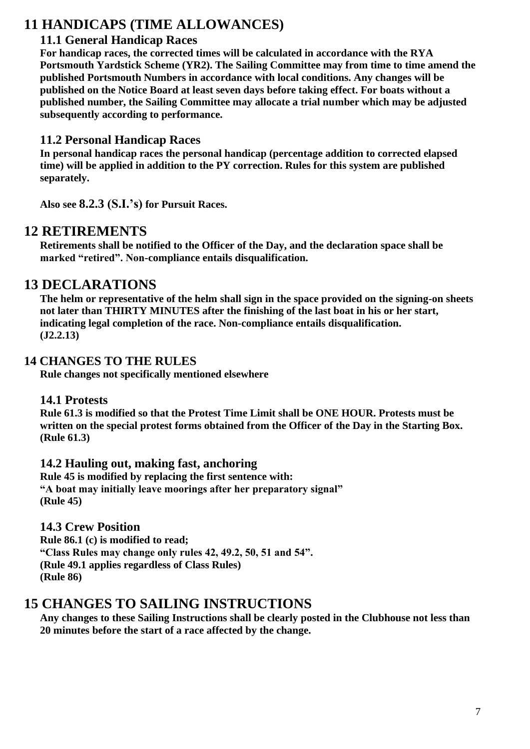# 11 HANDICAPS (TIME ALLOWANCES)

## 11.1 General Handicap Races

**For handicap races, the corrected times will be calculated in accordance with the RYA Portsmouth Yardstick Scheme (YR2). The Sailing Committee may from time to time amend the published Portsmouth Numbers in accordance with local conditions. Any changes will be published on the Notice Board at least seven days before taking effect. For boats without a published number, the Sailing Committee may allocate a trial number which may be adjusted subsequently according to performance.**

## 11.2 Personal Handicap Races

**In personal handicap races the personal handicap (percentage addition to corrected elapsed time) will be applied in addition to the PY correction. Rules for this system are published separately.**

**Also see 8.2.3 (S.I.'s) for Pursuit Races.**

# 12 RETIREMENTS

**Retirements shall be notified to the Officer of the Day, and the declaration space shall be marked "retired". Non-compliance entails disqualification.**

# 13 DECLARATIONS

**The helm or representative of the helm shall sign in the space provided on the signing-on sheets not later than THIRTY MINUTES after the finishing of the last boat in his or her start, indicating legal completion of the race. Non-compliance entails disqualification. (J2.2.13)**

## 14 CHANGES TO THE RULES

**Rule changes not specifically mentioned elsewhere**

### 14.1 Protests

**Rule 61.3 is modified so that the Protest Time Limit shall be ONE HOUR. Protests must be written on the special protest forms obtained from the Officer of the Day in the Starting Box. (Rule 61.3)**

### 14.2 Hauling out, making fast, anchoring

**Rule 45 is modified by replacing the first sentence with:**
**"A boat may initially leave moorings after her preparatory signal"**
**(Rule 45)**

### 14.3 Crew Position

**Rule 86.1 (c) is modified to read;**
**"Class Rules may change only rules 42, 49.2, 50, 51 and 54".**
**(Rule 49.1 applies regardless of Class Rules)**
**(Rule 86)**

# 15 CHANGES TO SAILING INSTRUCTIONS

**Any changes to these Sailing Instructions shall be clearly posted in the Clubhouse not less than 20 minutes before the start of a race affected by the change.**